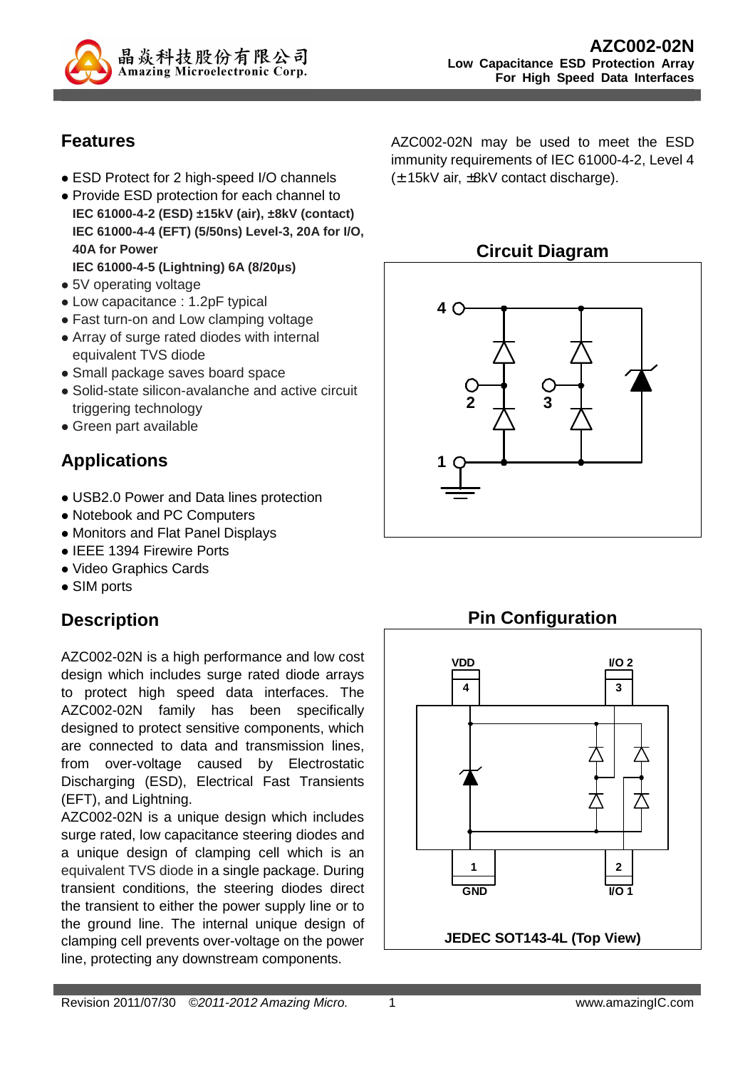晶焱科技股份有限公司
Amazing Microelectronic Corp.

# AZC002-02N

**Low Capacitance ESD Protection Array For High Speed Data Interfaces**

## Features

- ESD Protect for 2 high-speed I/O channels
- Provide ESD protection for each channel to
  **IEC 61000-4-2 (ESD) ±15kV (air), ±8kV (contact)**
  **IEC 61000-4-4 (EFT) (5/50ns) Level-3, 20A for I/O, 40A for Power**
  **IEC 61000-4-5 (Lightning) 6A (8/20μs)**
- 5V operating voltage
- Low capacitance : 1.2pF typical
- Fast turn-on and Low clamping voltage
- Array of surge rated diodes with internal equivalent TVS diode
- Small package saves board space
- Solid-state silicon-avalanche and active circuit triggering technology
- Green part available

## Applications

- USB2.0 Power and Data lines protection
- Notebook and PC Computers
- Monitors and Flat Panel Displays
- IEEE 1394 Firewire Ports
- Video Graphics Cards
- SIM ports

## Description

AZC002-02N is a high performance and low cost design which includes surge rated diode arrays to protect high speed data interfaces. The AZC002-02N family has been specifically designed to protect sensitive components, which are connected to data and transmission lines, from over-voltage caused by Electrostatic Discharging (ESD), Electrical Fast Transients (EFT), and Lightning.

AZC002-02N is a unique design which includes surge rated, low capacitance steering diodes and a unique design of clamping cell which is an equivalent TVS diode in a single package. During transient conditions, the steering diodes direct the transient to either the power supply line or to the ground line. The internal unique design of clamping cell prevents over-voltage on the power line, protecting any downstream components.

AZC002-02N may be used to meet the ESD immunity requirements of IEC 61000-4-2, Level 4 (±15kV air, ±8kV contact discharge).

## Circuit Diagram

4
2
3
1

## Pin Configuration

VDD
4
I/O 2
3
1
GND
2
I/O 1

**JEDEC SOT143-4L (Top View)**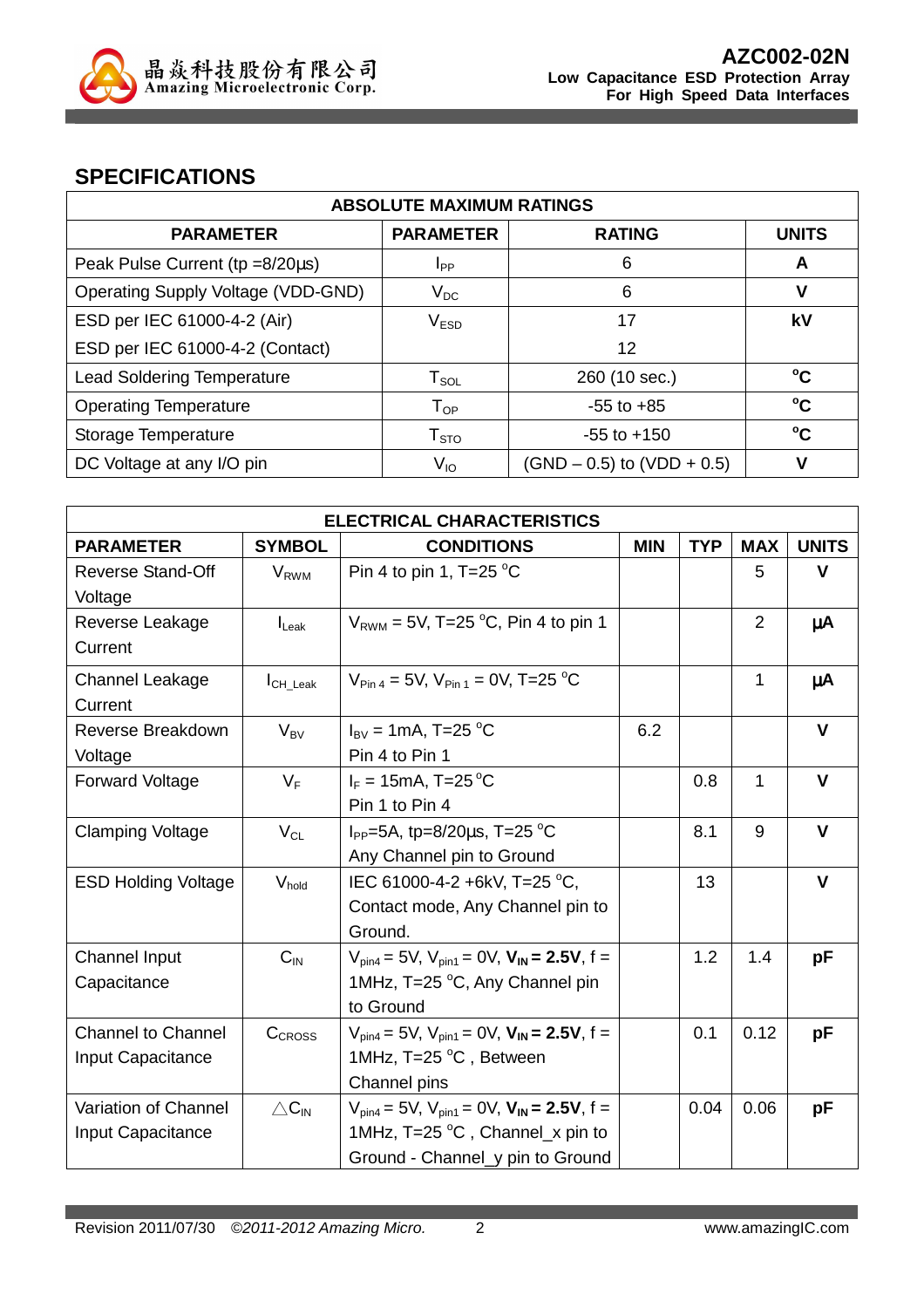## SPECIFICATIONS

| ABSOLUTE MAXIMUM RATINGS | | | |
|---|---|---|---|
| **PARAMETER** | **PARAMETER** | **RATING** | **UNITS** |
| Peak Pulse Current (tp =8/20µs) | $I_{PP}$ | 6 | **A** |
| Operating Supply Voltage (VDD-GND) | $V_{DC}$ | 6 | **V** |
| ESD per IEC 61000-4-2 (Air)<br>ESD per IEC 61000-4-2 (Contact) | $V_{ESD}$ | 17<br>12 | **kV** |
| Lead Soldering Temperature | $T_{SOL}$ | 260 (10 sec.) | **°C** |
| Operating Temperature | $T_{OP}$ | -55 to +85 | **°C** |
| Storage Temperature | $T_{STO}$ | -55 to +150 | **°C** |
| DC Voltage at any I/O pin | $V_{IO}$ | (GND – 0.5) to (VDD + 0.5) | **V** |

| ELECTRICAL CHARACTERISTICS | | | | | | |
|---|---|---|---|---|---|---|
| **PARAMETER** | **SYMBOL** | **CONDITIONS** | **MIN** | **TYP** | **MAX** | **UNITS** |
| Reverse Stand-Off Voltage | $V_{RWM}$ | Pin 4 to pin 1, T=25 °C | | | 5 | **V** |
| Reverse Leakage Current | $I_{Leak}$ | $V_{RWM}$ = 5V, T=25 °C, Pin 4 to pin 1 | | | 2 | **µA** |
| Channel Leakage Current | $I_{CH\_Leak}$ | $V_{Pin\ 4}$ = 5V, $V_{Pin\ 1}$ = 0V, T=25 °C | | | 1 | **µA** |
| Reverse Breakdown Voltage | $V_{BV}$ | $I_{BV}$ = 1mA, T=25 °C<br>Pin 4 to Pin 1 | 6.2 | | | **V** |
| Forward Voltage | $V_F$ | $I_F$ = 15mA, T=25 °C<br>Pin 1 to Pin 4 | | 0.8 | 1 | **V** |
| Clamping Voltage | $V_{CL}$ | $I_{PP}$=5A, tp=8/20µs, T=25 °C<br>Any Channel pin to Ground | | 8.1 | 9 | **V** |
| ESD Holding Voltage | $V_{hold}$ | IEC 61000-4-2 +6kV, T=25 °C, Contact mode, Any Channel pin to Ground. | | 13 | | **V** |
| Channel Input Capacitance | $C_{IN}$ | $V_{pin4}$ = 5V, $V_{pin1}$ = 0V, **$V_{IN}$ = 2.5V**, f = 1MHz, T=25 °C, Any Channel pin to Ground | | 1.2 | 1.4 | **pF** |
| Channel to Channel Input Capacitance | $C_{CROSS}$ | $V_{pin4}$ = 5V, $V_{pin1}$ = 0V, **$V_{IN}$ = 2.5V**, f = 1MHz, T=25 °C , Between Channel pins | | 0.1 | 0.12 | **pF** |
| Variation of Channel Input Capacitance | $\triangle C_{IN}$ | $V_{pin4}$ = 5V, $V_{pin1}$ = 0V, **$V_{IN}$ = 2.5V**, f = 1MHz, T=25 °C , Channel_x pin to Ground - Channel_y pin to Ground | | 0.04 | 0.06 | **pF** |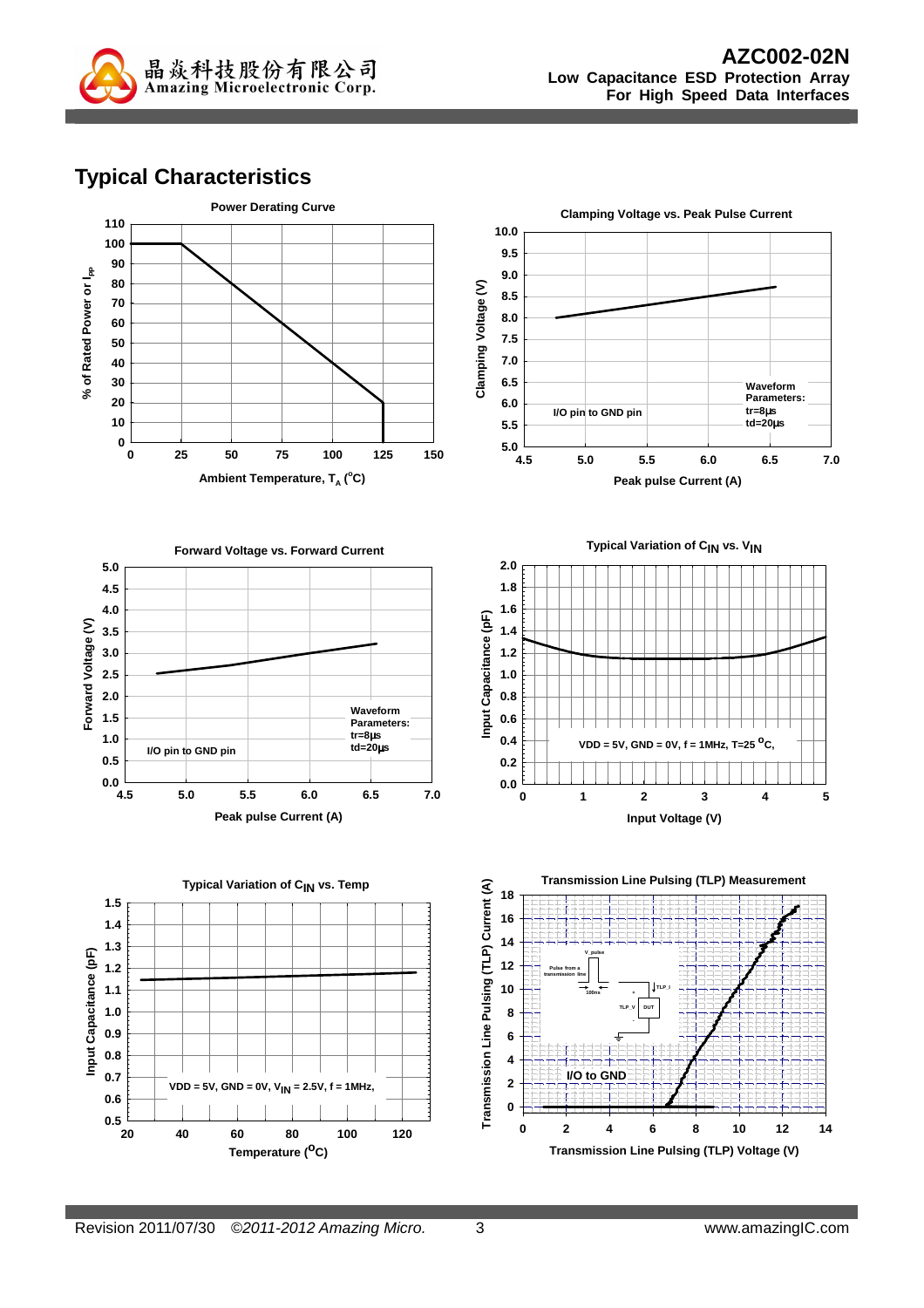## Typical Characteristics

**Power Derating Curve**

% of Rated Power or $I_{PP}$

110
100
90
80
70
60
50
40
30
20
10
0

0 25 50 75 100 125 150

Ambient Temperature, $T_A$ ($^oC$)

**Clamping Voltage vs. Peak Pulse Current**

Clamping Voltage (V)

10.0
9.5
9.0
8.5
8.0
7.5
7.0
6.5
6.0
5.5
5.0

4.5 5.0 5.5 6.0 6.5 7.0

Peak pulse Current (A)

I/O pin to GND pin

Waveform Parameters:
tr=8μs
td=20μs

**Forward Voltage vs. Forward Current**

Forward Voltage (V)

5.0
4.5
4.0
3.5
3.0
2.5
2.0
1.5
1.0
0.5
0.0

4.5 5.0 5.5 6.0 6.5 7.0

Peak pulse Current (A)

I/O pin to GND pin

Waveform Parameters:
tr=8μs
td=20μs

**Typical Variation of $C_{IN}$ vs. $V_{IN}$**

Input Capacitance (pF)

2.0
1.8
1.6
1.4
1.2
1.0
0.8
0.6
0.4
0.2
0.0

0 1 2 3 4 5

Input Voltage (V)

VDD = 5V, GND = 0V, f = 1MHz, T=25 $^oC$,

**Typical Variation of $C_{IN}$ vs. Temp**

Input Capacitance (pF)

1.5
1.4
1.3
1.2
1.1
1.0
0.9
0.8
0.7
0.6
0.5

20 40 60 80 100 120

Temperature ($^oC$)

VDD = 5V, GND = 0V, $V_{IN}$ = 2.5V, f = 1MHz,

**Transmission Line Pulsing (TLP) Measurement**

Transmission Line Pulsing (TLP) Current (A)

18
16
14
12
10
8
6
4
2
0

0 2 4 6 8 10 12 14

Transmission Line Pulsing (TLP) Voltage (V)

I/O to GND

V_pulse
Pulse from a transmission line
100ns
TLP_I
TLP_V
DUT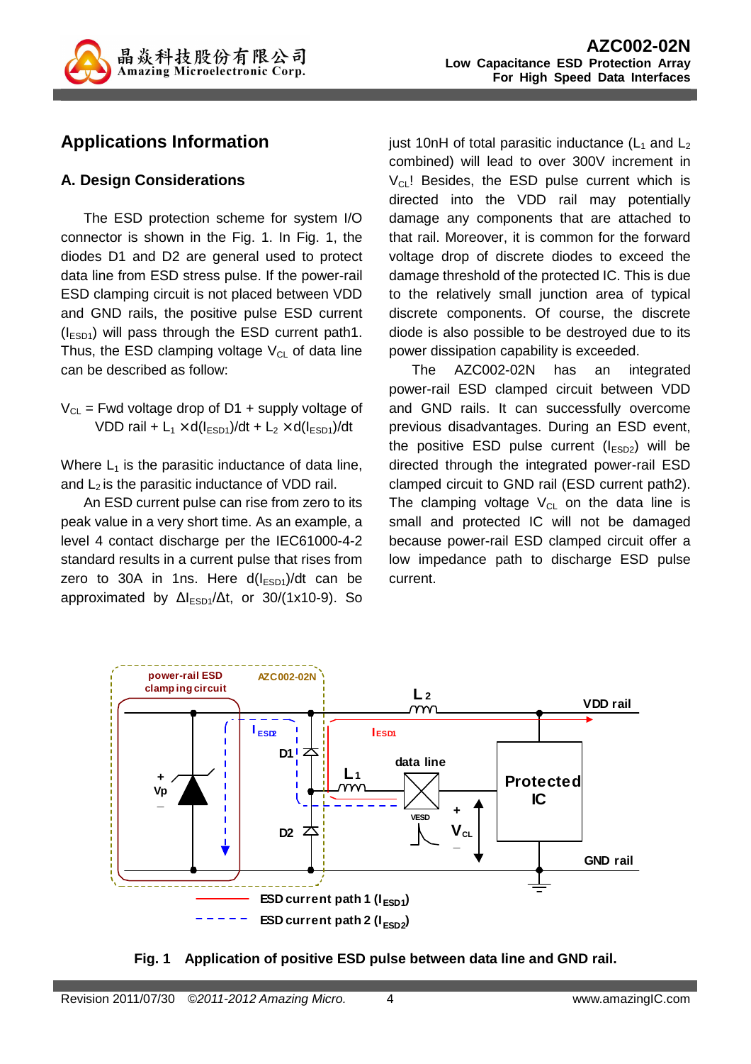## Applications Information

### A. Design Considerations

The ESD protection scheme for system I/O connector is shown in the Fig. 1. In Fig. 1, the diodes D1 and D2 are general used to protect data line from ESD stress pulse. If the power-rail ESD clamping circuit is not placed between VDD and GND rails, the positive pulse ESD current ($I_{ESD1}$) will pass through the ESD current path1. Thus, the ESD clamping voltage $V_{CL}$ of data line can be described as follow:

$V_{CL}$ = Fwd voltage drop of D1 + supply voltage of VDD rail + $L_1 \times d(I_{ESD1})/dt + L_2 \times d(I_{ESD1})/dt$

Where $L_1$ is the parasitic inductance of data line, and $L_2$ is the parasitic inductance of VDD rail.

An ESD current pulse can rise from zero to its peak value in a very short time. As an example, a level 4 contact discharge per the IEC61000-4-2 standard results in a current pulse that rises from zero to 30A in 1ns. Here $d(I_{ESD1})/dt$ can be approximated by $\Delta I_{ESD1}/\Delta t$, or 30/(1x10-9). So just 10nH of total parasitic inductance ($L_1$ and $L_2$ combined) will lead to over 300V increment in $V_{CL}$! Besides, the ESD pulse current which is directed into the VDD rail may potentially damage any components that are attached to that rail. Moreover, it is common for the forward voltage drop of discrete diodes to exceed the damage threshold of the protected IC. This is due to the relatively small junction area of typical discrete components. Of course, the discrete diode is also possible to be destroyed due to its power dissipation capability is exceeded.

The AZC002-02N has an integrated power-rail ESD clamped circuit between VDD and GND rails. It can successfully overcome previous disadvantages. During an ESD event, the positive ESD pulse current ($I_{ESD2}$) will be directed through the integrated power-rail ESD clamped circuit to GND rail (ESD current path2). The clamping voltage $V_{CL}$ on the data line is small and protected IC will not be damaged because power-rail ESD clamped circuit offer a low impedance path to discharge ESD pulse current.

power-rail ESD clamping circuit
AZC002-02N
L2
VDD rail
IESD2
IESD1
D1
+
Vp
–
L1
data line
Protected IC
VESD
+
VCL
–
D2
GND rail
ESD current path 1 ($I_{ESD1}$)
ESD current path 2 ($I_{ESD2}$)

**Fig. 1 Application of positive ESD pulse between data line and GND rail.**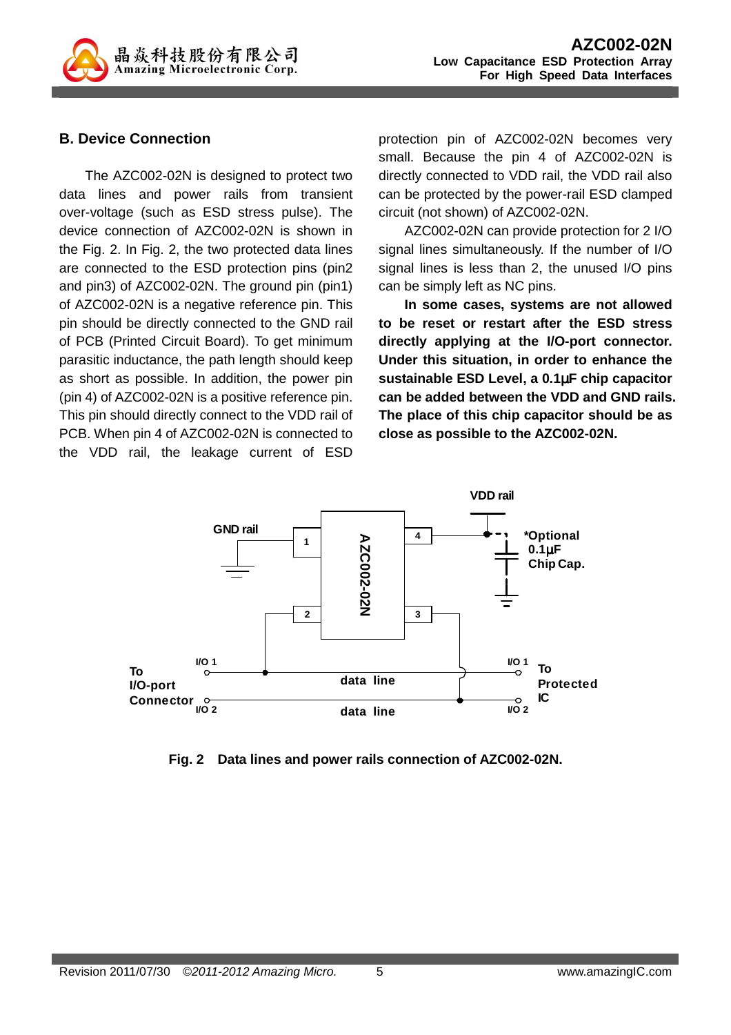## B. Device Connection

The AZC002-02N is designed to protect two data lines and power rails from transient over-voltage (such as ESD stress pulse). The device connection of AZC002-02N is shown in the Fig. 2. In Fig. 2, the two protected data lines are connected to the ESD protection pins (pin2 and pin3) of AZC002-02N. The ground pin (pin1) of AZC002-02N is a negative reference pin. This pin should be directly connected to the GND rail of PCB (Printed Circuit Board). To get minimum parasitic inductance, the path length should keep as short as possible. In addition, the power pin (pin 4) of AZC002-02N is a positive reference pin. This pin should directly connect to the VDD rail of PCB. When pin 4 of AZC002-02N is connected to the VDD rail, the leakage current of ESD protection pin of AZC002-02N becomes very small. Because the pin 4 of AZC002-02N is directly connected to VDD rail, the VDD rail also can be protected by the power-rail ESD clamped circuit (not shown) of AZC002-02N.

AZC002-02N can provide protection for 2 I/O signal lines simultaneously. If the number of I/O signal lines is less than 2, the unused I/O pins can be simply left as NC pins.

**In some cases, systems are not allowed to be reset or restart after the ESD stress directly applying at the I/O-port connector. Under this situation, in order to enhance the sustainable ESD Level, a 0.1μF chip capacitor can be added between the VDD and GND rails. The place of this chip capacitor should be as close as possible to the AZC002-02N.**

VDD rail
GND rail
1
2
3
4
AZC002-02N
*Optional 0.1μF Chip Cap.
To I/O-port Connector
I/O 1
I/O 2
data line
data line
I/O 1
I/O 2
To Protected IC

**Fig. 2 Data lines and power rails connection of AZC002-02N.**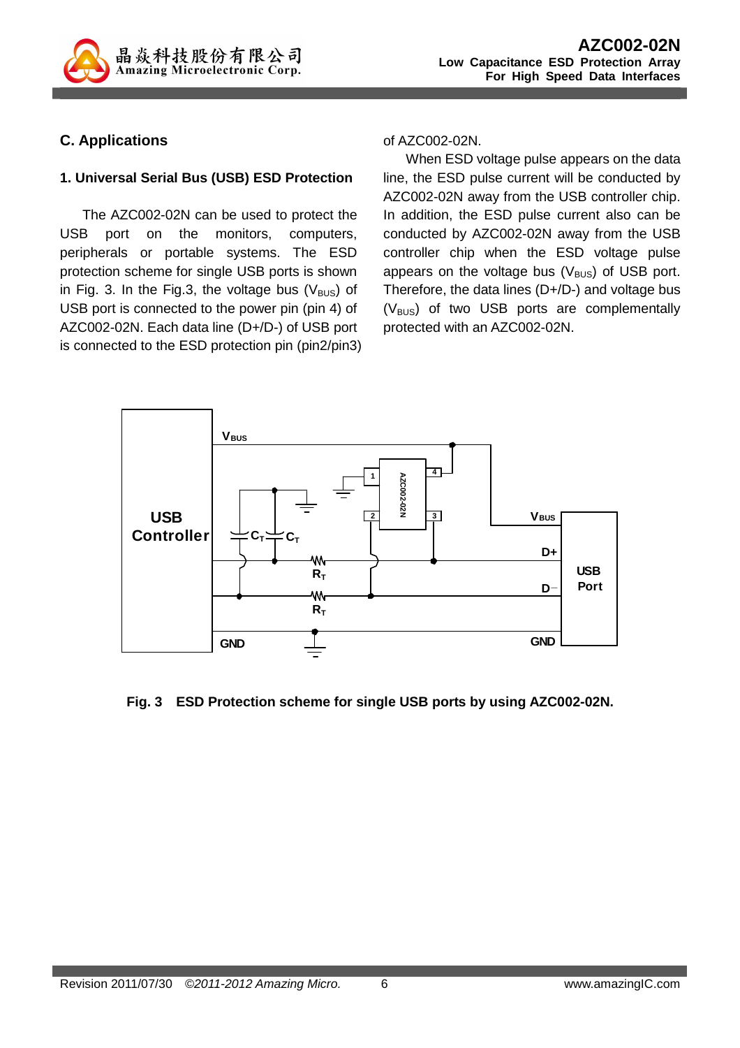## C. Applications

### 1. Universal Serial Bus (USB) ESD Protection

The AZC002-02N can be used to protect the USB port on the monitors, computers, peripherals or portable systems. The ESD protection scheme for single USB ports is shown in Fig. 3. In the Fig.3, the voltage bus ($V_{BUS}$) of USB port is connected to the power pin (pin 4) of AZC002-02N. Each data line (D+/D-) of USB port is connected to the ESD protection pin (pin2/pin3) of AZC002-02N.

When ESD voltage pulse appears on the data line, the ESD pulse current will be conducted by AZC002-02N away from the USB controller chip. In addition, the ESD pulse current also can be conducted by AZC002-02N away from the USB controller chip when the ESD voltage pulse appears on the voltage bus ($V_{BUS}$) of USB port. Therefore, the data lines (D+/D-) and voltage bus ($V_{BUS}$) of two USB ports are complementally protected with an AZC002-02N.

USB Controller
$V_{BUS}$
AZC002-02N
1
2
3
4
$C_T$
$C_T$
$R_T$
$R_T$
$V_{BUS}$
D+
D−
USB Port
GND
GND

**Fig. 3 ESD Protection scheme for single USB ports by using AZC002-02N.**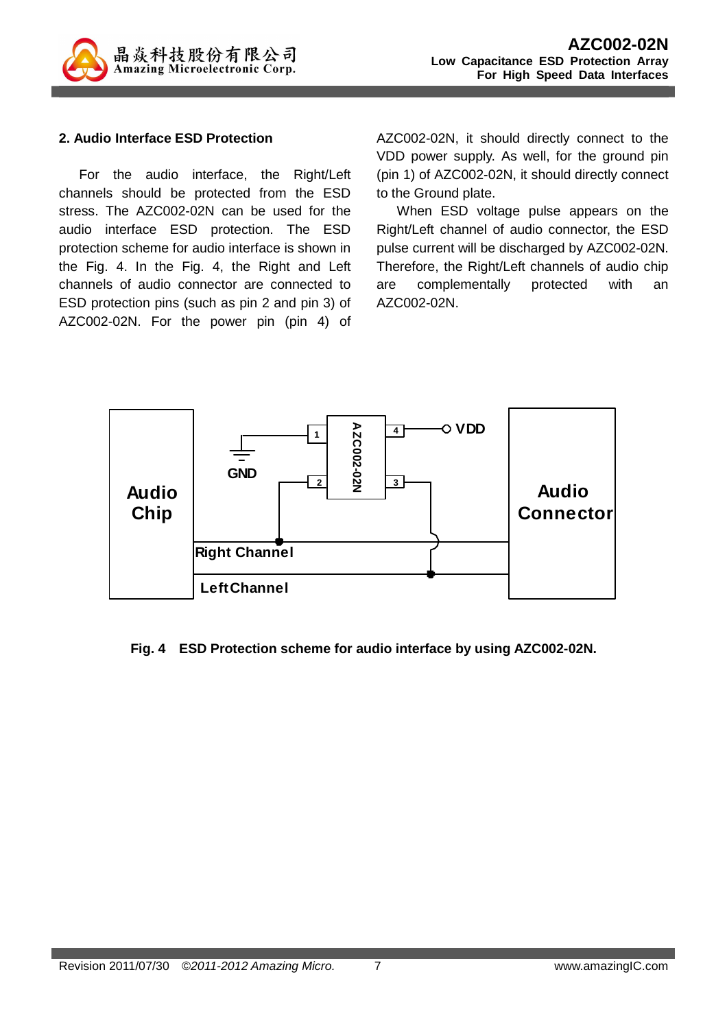## 2. Audio Interface ESD Protection

For the audio interface, the Right/Left channels should be protected from the ESD stress. The AZC002-02N can be used for the audio interface ESD protection. The ESD protection scheme for audio interface is shown in the Fig. 4. In the Fig. 4, the Right and Left channels of audio connector are connected to ESD protection pins (such as pin 2 and pin 3) of AZC002-02N. For the power pin (pin 4) of AZC002-02N, it should directly connect to the VDD power supply. As well, for the ground pin (pin 1) of AZC002-02N, it should directly connect to the Ground plate.

When ESD voltage pulse appears on the Right/Left channel of audio connector, the ESD pulse current will be discharged by AZC002-02N. Therefore, the Right/Left channels of audio chip are complementally protected with an AZC002-02N.

Audio Chip
GND
1
2
AZC002-02N
4
3
VDD
Audio Connector
Right Channel
Left Channel

**Fig. 4 ESD Protection scheme for audio interface by using AZC002-02N.**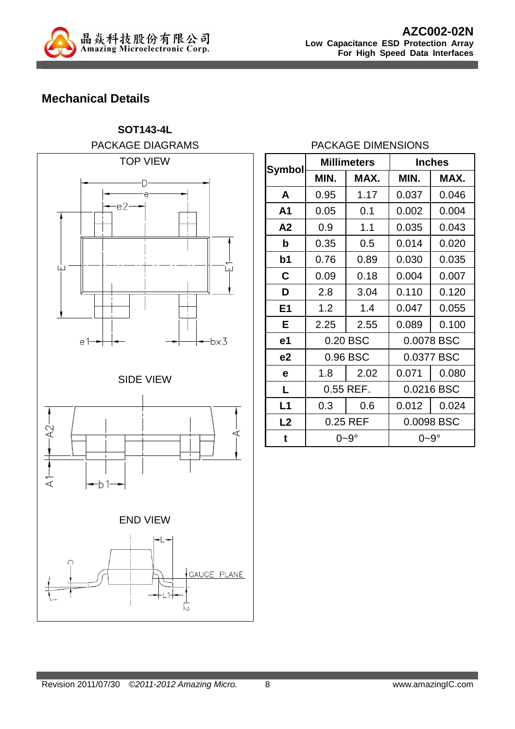## Mechanical Details

**SOT143-4L**

PACKAGE DIAGRAMS

TOP VIEW

D
e
e2
E
E1
e1
bx3

SIDE VIEW

A2
A1
b1
A

END VIEW

L
C
GAUGE PLANE
t
L1
L2

PACKAGE DIMENSIONS

| Symbol | Millimeters | | Inches | |
|---|---|---|---|---|
| | MIN. | MAX. | MIN. | MAX. |
| A | 0.95 | 1.17 | 0.037 | 0.046 |
| A1 | 0.05 | 0.1 | 0.002 | 0.004 |
| A2 | 0.9 | 1.1 | 0.035 | 0.043 |
| b | 0.35 | 0.5 | 0.014 | 0.020 |
| b1 | 0.76 | 0.89 | 0.030 | 0.035 |
| C | 0.09 | 0.18 | 0.004 | 0.007 |
| D | 2.8 | 3.04 | 0.110 | 0.120 |
| E1 | 1.2 | 1.4 | 0.047 | 0.055 |
| E | 2.25 | 2.55 | 0.089 | 0.100 |
| e1 | 0.20 BSC | | 0.0078 BSC | |
| e2 | 0.96 BSC | | 0.0377 BSC | |
| e | 1.8 | 2.02 | 0.071 | 0.080 |
| L | 0.55 REF. | | 0.0216 BSC | |
| L1 | 0.3 | 0.6 | 0.012 | 0.024 |
| L2 | 0.25 REF | | 0.0098 BSC | |
| t | 0~9° | | 0~9° | |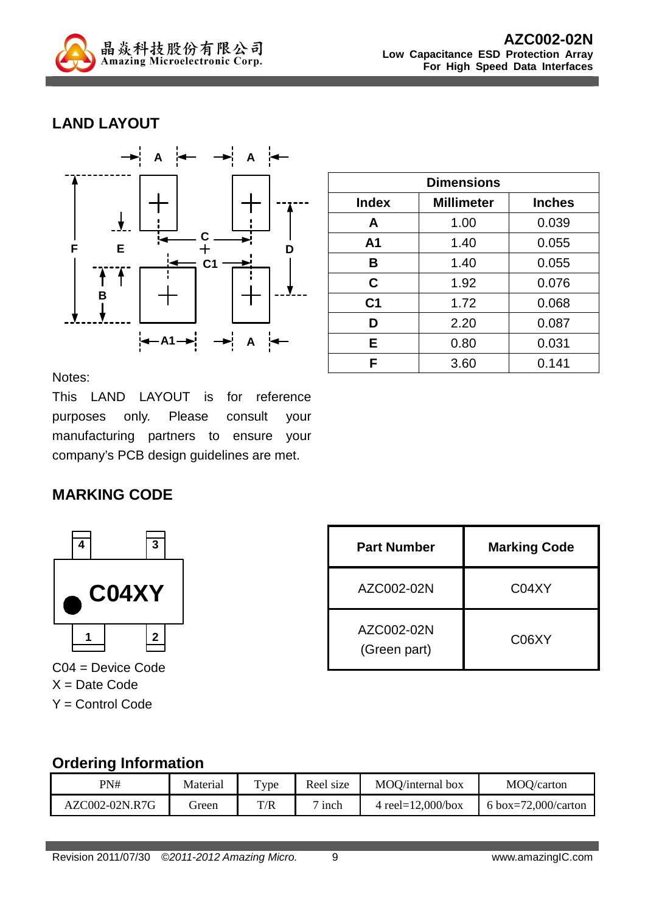## LAND LAYOUT

A A

F E C C1 D

B

A1 A

| Dimensions | | |
|---|---|---|
| Index | Millimeter | Inches |
| A | 1.00 | 0.039 |
| A1 | 1.40 | 0.055 |
| B | 1.40 | 0.055 |
| C | 1.92 | 0.076 |
| C1 | 1.72 | 0.068 |
| D | 2.20 | 0.087 |
| E | 0.80 | 0.031 |
| F | 3.60 | 0.141 |

Notes:

This LAND LAYOUT is for reference purposes only. Please consult your manufacturing partners to ensure your company's PCB design guidelines are met.

## MARKING CODE

4 3

C04XY

1 2

C04 = Device Code
X = Date Code
Y = Control Code

| Part Number | Marking Code |
|---|---|
| AZC002-02N | C04XY |
| AZC002-02N (Green part) | C06XY |

## Ordering Information

| PN# | Material | Type | Reel size | MOQ/internal box | MOQ/carton |
|---|---|---|---|---|---|
| AZC002-02N.R7G | Green | T/R | 7 inch | 4 reel=12,000/box | 6 box=72,000/carton |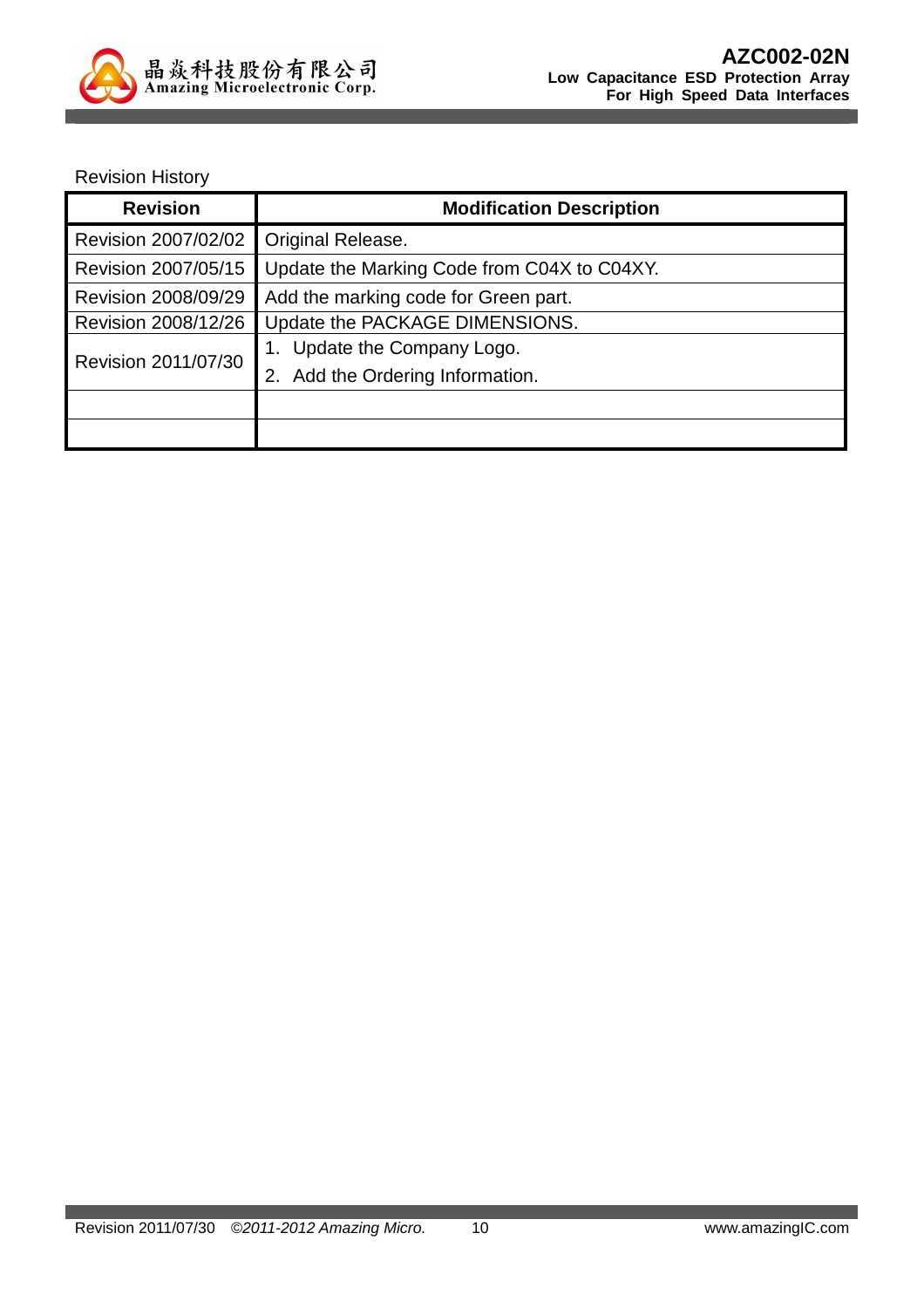Revision History

| Revision | Modification Description |
|---|---|
| Revision 2007/02/02 | Original Release. |
| Revision 2007/05/15 | Update the Marking Code from C04X to C04XY. |
| Revision 2008/09/29 | Add the marking code for Green part. |
| Revision 2008/12/26 | Update the PACKAGE DIMENSIONS. |
| Revision 2011/07/30 | 1. Update the Company Logo.<br>2. Add the Ordering Information. |
| | |
| | |